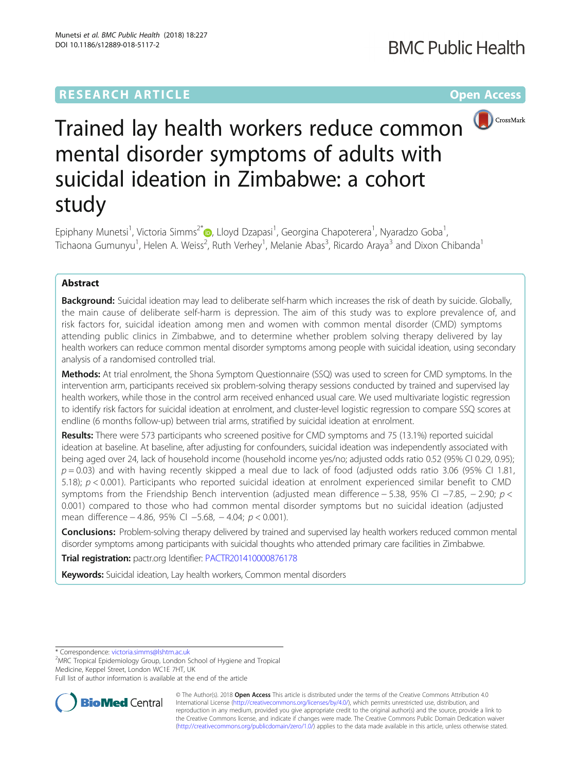RESEARCH ARTICLE

Open Access

# Trained lay health workers reduce common mental disorder symptoms of adults with suicidal ideation in Zimbabwe: a cohort study

Epiphany Munetsi[1], Victoria Simms[2*], Lloyd Dzapasi[1], Georgina Chapoterera[1], Nyaradzo Goba[1], Tichaona Gumunyu[1], Helen A. Weiss[2], Ruth Verhey[1], Melanie Abas[3], Ricardo Araya[3] and Dixon Chibanda[1]

## Abstract

**Background:** Suicidal ideation may lead to deliberate self-harm which increases the risk of death by suicide. Globally, the main cause of deliberate self-harm is depression. The aim of this study was to explore prevalence of, and risk factors for, suicidal ideation among men and women with common mental disorder (CMD) symptoms attending public clinics in Zimbabwe, and to determine whether problem solving therapy delivered by lay health workers can reduce common mental disorder symptoms among people with suicidal ideation, using secondary analysis of a randomised controlled trial.

**Methods:** At trial enrolment, the Shona Symptom Questionnaire (SSQ) was used to screen for CMD symptoms. In the intervention arm, participants received six problem-solving therapy sessions conducted by trained and supervised lay health workers, while those in the control arm received enhanced usual care. We used multivariate logistic regression to identify risk factors for suicidal ideation at enrolment, and cluster-level logistic regression to compare SSQ scores at endline (6 months follow-up) between trial arms, stratified by suicidal ideation at enrolment.

**Results:** There were 573 participants who screened positive for CMD symptoms and 75 (13.1%) reported suicidal ideation at baseline. At baseline, after adjusting for confounders, suicidal ideation was independently associated with being aged over 24, lack of household income (household income yes/no; adjusted odds ratio 0.52 (95% CI 0.29, 0.95); $p = 0.03$) and with having recently skipped a meal due to lack of food (adjusted odds ratio 3.06 (95% CI 1.81, 5.18); $p < 0.001$). Participants who reported suicidal ideation at enrolment experienced similar benefit to CMD symptoms from the Friendship Bench intervention (adjusted mean difference − 5.38, 95% CI −7.85, − 2.90; $p < 0.001$) compared to those who had common mental disorder symptoms but no suicidal ideation (adjusted mean difference − 4.86, 95% CI −5.68, − 4.04; $p < 0.001$).

**Conclusions:** Problem-solving therapy delivered by trained and supervised lay health workers reduced common mental disorder symptoms among participants with suicidal thoughts who attended primary care facilities in Zimbabwe.

**Trial registration:** pactr.org Identifier: PACTR201410000876178

**Keywords:** Suicidal ideation, Lay health workers, Common mental disorders

\* Correspondence: victoria.simms@lshtm.ac.uk
[2]MRC Tropical Epidemiology Group, London School of Hygiene and Tropical Medicine, Keppel Street, London WC1E 7HT, UK
Full list of author information is available at the end of the article

© The Author(s). 2018 **Open Access** This article is distributed under the terms of the Creative Commons Attribution 4.0 International License (http://creativecommons.org/licenses/by/4.0/), which permits unrestricted use, distribution, and reproduction in any medium, provided you give appropriate credit to the original author(s) and the source, provide a link to the Creative Commons license, and indicate if changes were made. The Creative Commons Public Domain Dedication waiver (http://creativecommons.org/publicdomain/zero/1.0/) applies to the data made available in this article, unless otherwise stated.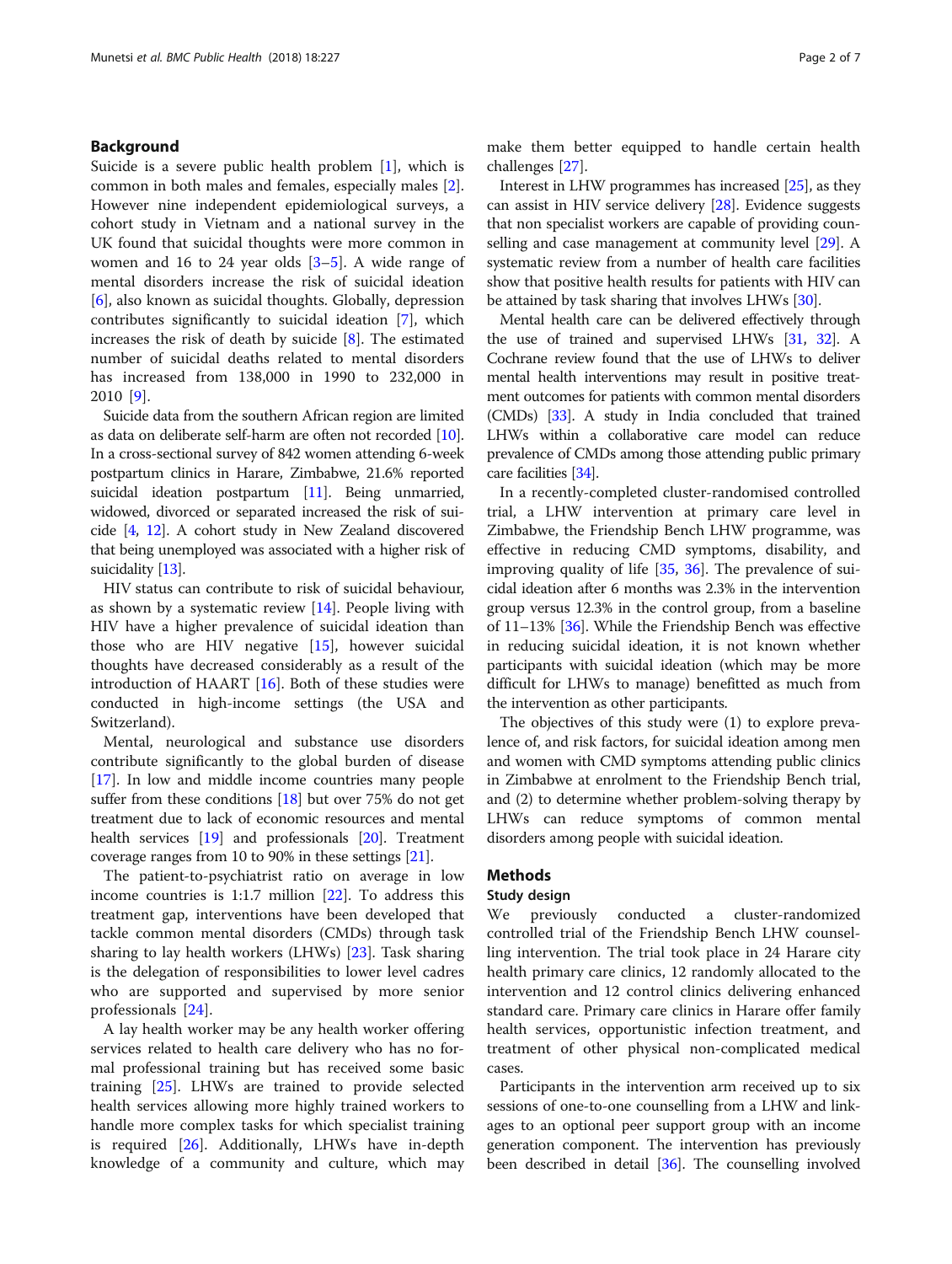## Background

Suicide is a severe public health problem [1], which is common in both males and females, especially males [2]. However nine independent epidemiological surveys, a cohort study in Vietnam and a national survey in the UK found that suicidal thoughts were more common in women and 16 to 24 year olds [3–5]. A wide range of mental disorders increase the risk of suicidal ideation [6], also known as suicidal thoughts. Globally, depression contributes significantly to suicidal ideation [7], which increases the risk of death by suicide [8]. The estimated number of suicidal deaths related to mental disorders has increased from 138,000 in 1990 to 232,000 in 2010 [9].

Suicide data from the southern African region are limited as data on deliberate self-harm are often not recorded [10]. In a cross-sectional survey of 842 women attending 6-week postpartum clinics in Harare, Zimbabwe, 21.6% reported suicidal ideation postpartum [11]. Being unmarried, widowed, divorced or separated increased the risk of suicide [4, 12]. A cohort study in New Zealand discovered that being unemployed was associated with a higher risk of suicidality [13].

HIV status can contribute to risk of suicidal behaviour, as shown by a systematic review [14]. People living with HIV have a higher prevalence of suicidal ideation than those who are HIV negative [15], however suicidal thoughts have decreased considerably as a result of the introduction of HAART [16]. Both of these studies were conducted in high-income settings (the USA and Switzerland).

Mental, neurological and substance use disorders contribute significantly to the global burden of disease [17]. In low and middle income countries many people suffer from these conditions [18] but over 75% do not get treatment due to lack of economic resources and mental health services [19] and professionals [20]. Treatment coverage ranges from 10 to 90% in these settings [21].

The patient-to-psychiatrist ratio on average in low income countries is 1:1.7 million [22]. To address this treatment gap, interventions have been developed that tackle common mental disorders (CMDs) through task sharing to lay health workers (LHWs) [23]. Task sharing is the delegation of responsibilities to lower level cadres who are supported and supervised by more senior professionals [24].

A lay health worker may be any health worker offering services related to health care delivery who has no formal professional training but has received some basic training [25]. LHWs are trained to provide selected health services allowing more highly trained workers to handle more complex tasks for which specialist training is required [26]. Additionally, LHWs have in-depth knowledge of a community and culture, which may make them better equipped to handle certain health challenges [27].

Interest in LHW programmes has increased [25], as they can assist in HIV service delivery [28]. Evidence suggests that non specialist workers are capable of providing counselling and case management at community level [29]. A systematic review from a number of health care facilities show that positive health results for patients with HIV can be attained by task sharing that involves LHWs [30].

Mental health care can be delivered effectively through the use of trained and supervised LHWs [31, 32]. A Cochrane review found that the use of LHWs to deliver mental health interventions may result in positive treatment outcomes for patients with common mental disorders (CMDs) [33]. A study in India concluded that trained LHWs within a collaborative care model can reduce prevalence of CMDs among those attending public primary care facilities [34].

In a recently-completed cluster-randomised controlled trial, a LHW intervention at primary care level in Zimbabwe, the Friendship Bench LHW programme, was effective in reducing CMD symptoms, disability, and improving quality of life [35, 36]. The prevalence of suicidal ideation after 6 months was 2.3% in the intervention group versus 12.3% in the control group, from a baseline of 11–13% [36]. While the Friendship Bench was effective in reducing suicidal ideation, it is not known whether participants with suicidal ideation (which may be more difficult for LHWs to manage) benefitted as much from the intervention as other participants.

The objectives of this study were (1) to explore prevalence of, and risk factors, for suicidal ideation among men and women with CMD symptoms attending public clinics in Zimbabwe at enrolment to the Friendship Bench trial, and (2) to determine whether problem-solving therapy by LHWs can reduce symptoms of common mental disorders among people with suicidal ideation.

## Methods

### Study design

We previously conducted a cluster-randomized controlled trial of the Friendship Bench LHW counselling intervention. The trial took place in 24 Harare city health primary care clinics, 12 randomly allocated to the intervention and 12 control clinics delivering enhanced standard care. Primary care clinics in Harare offer family health services, opportunistic infection treatment, and treatment of other physical non-complicated medical cases.

Participants in the intervention arm received up to six sessions of one-to-one counselling from a LHW and linkages to an optional peer support group with an income generation component. The intervention has previously been described in detail [36]. The counselling involved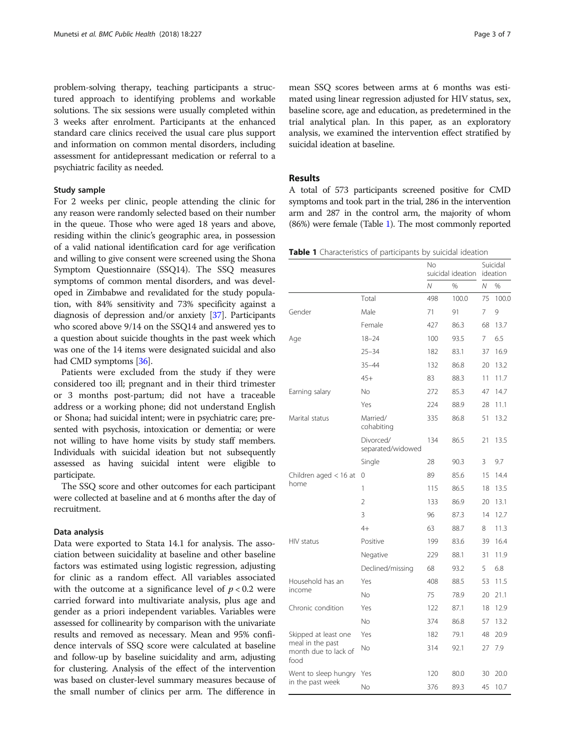problem-solving therapy, teaching participants a structured approach to identifying problems and workable solutions. The six sessions were usually completed within 3 weeks after enrolment. Participants at the enhanced standard care clinics received the usual care plus support and information on common mental disorders, including assessment for antidepressant medication or referral to a psychiatric facility as needed.

### Study sample

For 2 weeks per clinic, people attending the clinic for any reason were randomly selected based on their number in the queue. Those who were aged 18 years and above, residing within the clinic's geographic area, in possession of a valid national identification card for age verification and willing to give consent were screened using the Shona Symptom Questionnaire (SSQ14). The SSQ measures symptoms of common mental disorders, and was developed in Zimbabwe and revalidated for the study population, with 84% sensitivity and 73% specificity against a diagnosis of depression and/or anxiety [37]. Participants who scored above 9/14 on the SSQ14 and answered yes to a question about suicide thoughts in the past week which was one of the 14 items were designated suicidal and also had CMD symptoms [36].

Patients were excluded from the study if they were considered too ill; pregnant and in their third trimester or 3 months post-partum; did not have a traceable address or a working phone; did not understand English or Shona; had suicidal intent; were in psychiatric care; presented with psychosis, intoxication or dementia; or were not willing to have home visits by study staff members. Individuals with suicidal ideation but not subsequently assessed as having suicidal intent were eligible to participate.

The SSQ score and other outcomes for each participant were collected at baseline and at 6 months after the day of recruitment.

### Data analysis

Data were exported to Stata 14.1 for analysis. The association between suicidality at baseline and other baseline factors was estimated using logistic regression, adjusting for clinic as a random effect. All variables associated with the outcome at a significance level of $p < 0.2$ were carried forward into multivariate analysis, plus age and gender as a priori independent variables. Variables were assessed for collinearity by comparison with the univariate results and removed as necessary. Mean and 95% confidence intervals of SSQ score were calculated at baseline and follow-up by baseline suicidality and arm, adjusting for clustering. Analysis of the effect of the intervention was based on cluster-level summary measures because of the small number of clinics per arm. The difference in mean SSQ scores between arms at 6 months was estimated using linear regression adjusted for HIV status, sex, baseline score, age and education, as predetermined in the trial analytical plan. In this paper, as an exploratory analysis, we examined the intervention effect stratified by suicidal ideation at baseline.

## Results

A total of 573 participants screened positive for CMD symptoms and took part in the trial, 286 in the intervention arm and 287 in the control arm, the majority of whom (86%) were female (Table 1). The most commonly reported

**Table 1** Characteristics of participants by suicidal ideation

| | | No suicidal ideation | | Suicidal ideation | |
|---|---|---|---|---|---|
| | | N | % | N | % |
| | Total | 498 | 100.0 | 75 | 100.0 |
| Gender | Male | 71 | 91 | 7 | 9 |
| | Female | 427 | 86.3 | 68 | 13.7 |
| Age | 18–24 | 100 | 93.5 | 7 | 6.5 |
| | 25–34 | 182 | 83.1 | 37 | 16.9 |
| | 35–44 | 132 | 86.8 | 20 | 13.2 |
| | 45+ | 83 | 88.3 | 11 | 11.7 |
| Earning salary | No | 272 | 85.3 | 47 | 14.7 |
| | Yes | 224 | 88.9 | 28 | 11.1 |
| Marital status | Married/cohabiting | 335 | 86.8 | 51 | 13.2 |
| | Divorced/separated/widowed | 134 | 86.5 | 21 | 13.5 |
| | Single | 28 | 90.3 | 3 | 9.7 |
| Children aged < 16 at home | 0 | 89 | 85.6 | 15 | 14.4 |
| | 1 | 115 | 86.5 | 18 | 13.5 |
| | 2 | 133 | 86.9 | 20 | 13.1 |
| | 3 | 96 | 87.3 | 14 | 12.7 |
| | 4+ | 63 | 88.7 | 8 | 11.3 |
| HIV status | Positive | 199 | 83.6 | 39 | 16.4 |
| | Negative | 229 | 88.1 | 31 | 11.9 |
| | Declined/missing | 68 | 93.2 | 5 | 6.8 |
| Household has an income | Yes | 408 | 88.5 | 53 | 11.5 |
| | No | 75 | 78.9 | 20 | 21.1 |
| Chronic condition | Yes | 122 | 87.1 | 18 | 12.9 |
| | No | 374 | 86.8 | 57 | 13.2 |
| Skipped at least one meal in the past month due to lack of food | Yes | 182 | 79.1 | 48 | 20.9 |
| | No | 314 | 92.1 | 27 | 7.9 |
| Went to sleep hungry in the past week | Yes | 120 | 80.0 | 30 | 20.0 |
| | No | 376 | 89.3 | 45 | 10.7 |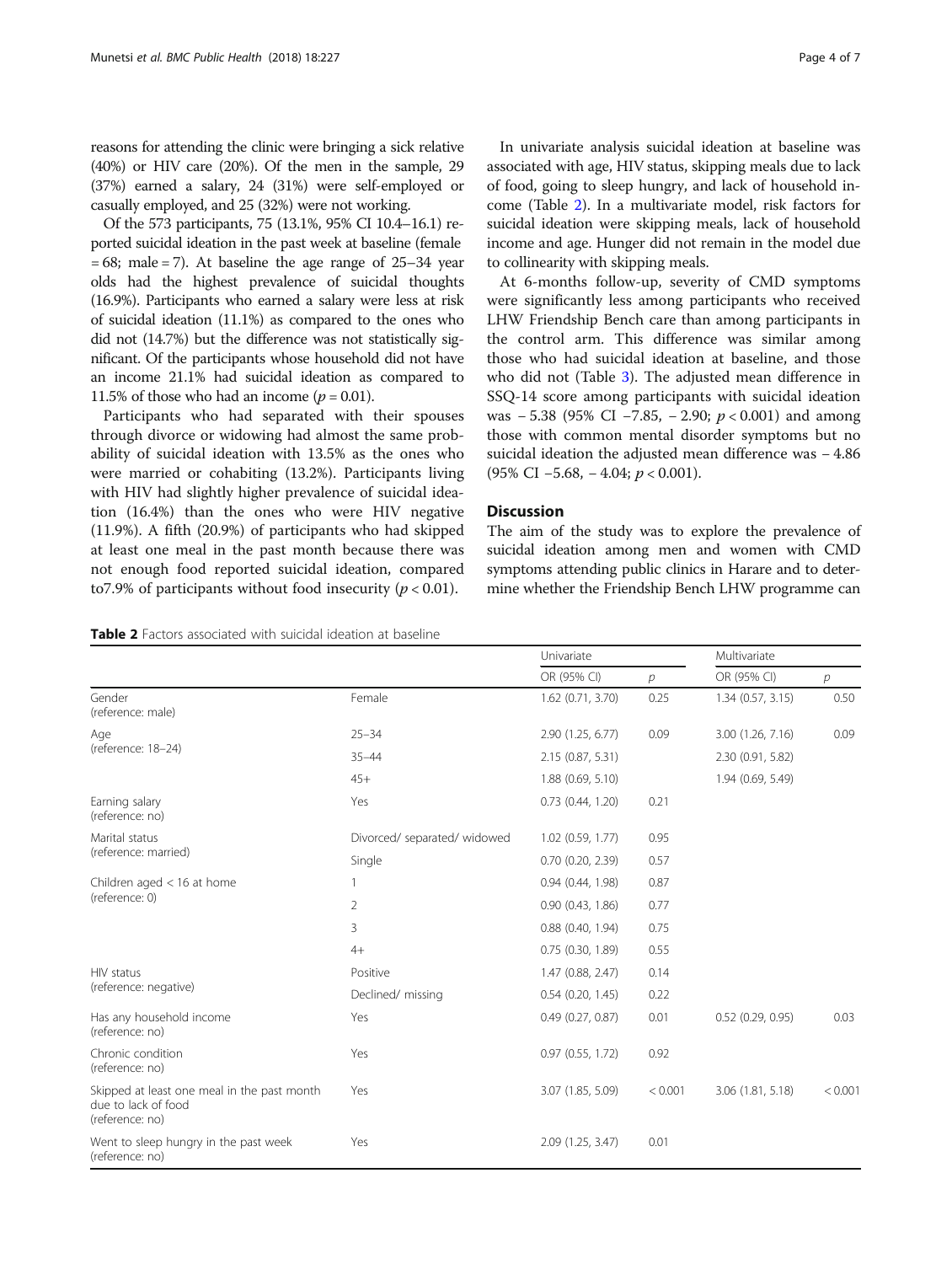reasons for attending the clinic were bringing a sick relative (40%) or HIV care (20%). Of the men in the sample, 29 (37%) earned a salary, 24 (31%) were self-employed or casually employed, and 25 (32%) were not working.

Of the 573 participants, 75 (13.1%, 95% CI 10.4–16.1) reported suicidal ideation in the past week at baseline (female = 68; male = 7). At baseline the age range of 25–34 year olds had the highest prevalence of suicidal thoughts (16.9%). Participants who earned a salary were less at risk of suicidal ideation (11.1%) as compared to the ones who did not (14.7%) but the difference was not statistically significant. Of the participants whose household did not have an income 21.1% had suicidal ideation as compared to 11.5% of those who had an income ($p = 0.01$).

Participants who had separated with their spouses through divorce or widowing had almost the same probability of suicidal ideation with 13.5% as the ones who were married or cohabiting (13.2%). Participants living with HIV had slightly higher prevalence of suicidal ideation (16.4%) than the ones who were HIV negative (11.9%). A fifth (20.9%) of participants who had skipped at least one meal in the past month because there was not enough food reported suicidal ideation, compared to7.9% of participants without food insecurity ($p < 0.01$).

In univariate analysis suicidal ideation at baseline was associated with age, HIV status, skipping meals due to lack of food, going to sleep hungry, and lack of household income (Table 2). In a multivariate model, risk factors for suicidal ideation were skipping meals, lack of household income and age. Hunger did not remain in the model due to collinearity with skipping meals.

At 6-months follow-up, severity of CMD symptoms were significantly less among participants who received LHW Friendship Bench care than among participants in the control arm. This difference was similar among those who had suicidal ideation at baseline, and those who did not (Table 3). The adjusted mean difference in SSQ-14 score among participants with suicidal ideation was − 5.38 (95% CI −7.85, − 2.90; $p < 0.001$) and among those with common mental disorder symptoms but no suicidal ideation the adjusted mean difference was − 4.86 (95% CI −5.68, − 4.04; $p < 0.001$).

## Discussion

The aim of the study was to explore the prevalence of suicidal ideation among men and women with CMD symptoms attending public clinics in Harare and to determine whether the Friendship Bench LHW programme can

**Table 2** Factors associated with suicidal ideation at baseline

| | | Univariate | | Multivariate | |
|---|---|---|---|---|---|
| | | OR (95% CI) | *p* | OR (95% CI) | *p* |
| Gender (reference: male) | Female | 1.62 (0.71, 3.70) | 0.25 | 1.34 (0.57, 3.15) | 0.50 |
| Age (reference: 18–24) | 25–34 | 2.90 (1.25, 6.77) | 0.09 | 3.00 (1.26, 7.16) | 0.09 |
| | 35–44 | 2.15 (0.87, 5.31) | | 2.30 (0.91, 5.82) | |
| | 45+ | 1.88 (0.69, 5.10) | | 1.94 (0.69, 5.49) | |
| Earning salary (reference: no) | Yes | 0.73 (0.44, 1.20) | 0.21 | | |
| Marital status (reference: married) | Divorced/ separated/ widowed | 1.02 (0.59, 1.77) | 0.95 | | |
| | Single | 0.70 (0.20, 2.39) | 0.57 | | |
| Children aged < 16 at home (reference: 0) | 1 | 0.94 (0.44, 1.98) | 0.87 | | |
| | 2 | 0.90 (0.43, 1.86) | 0.77 | | |
| | 3 | 0.88 (0.40, 1.94) | 0.75 | | |
| | 4+ | 0.75 (0.30, 1.89) | 0.55 | | |
| HIV status (reference: negative) | Positive | 1.47 (0.88, 2.47) | 0.14 | | |
| | Declined/ missing | 0.54 (0.20, 1.45) | 0.22 | | |
| Has any household income (reference: no) | Yes | 0.49 (0.27, 0.87) | 0.01 | 0.52 (0.29, 0.95) | 0.03 |
| Chronic condition (reference: no) | Yes | 0.97 (0.55, 1.72) | 0.92 | | |
| Skipped at least one meal in the past month due to lack of food (reference: no) | Yes | 3.07 (1.85, 5.09) | < 0.001 | 3.06 (1.81, 5.18) | < 0.001 |
| Went to sleep hungry in the past week (reference: no) | Yes | 2.09 (1.25, 3.47) | 0.01 | | |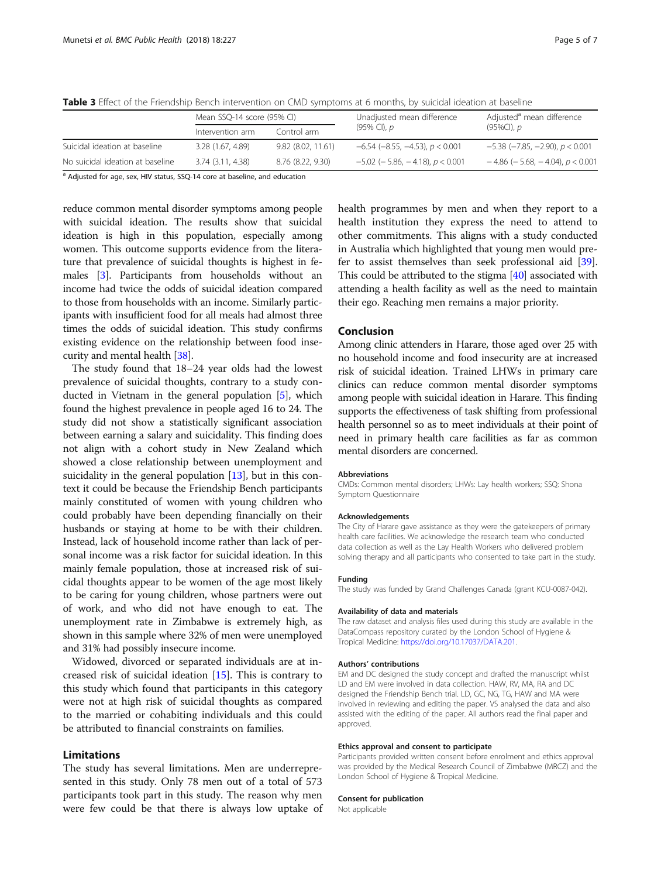**Table 3** Effect of the Friendship Bench intervention on CMD symptoms at 6 months, by suicidal ideation at baseline

| | Mean SSQ-14 score (95% CI) | | Unadjusted mean difference (95% CI), *p* | Adjusted[a] mean difference (95%CI), *p* |
|---|---|---|---|---|
| | Intervention arm | Control arm | | |
| Suicidal ideation at baseline | 3.28 (1.67, 4.89) | 9.82 (8.02, 11.61) | −6.54 (−8.55, −4.53), $p < 0.001$ | −5.38 (−7.85, −2.90), $p < 0.001$ |
| No suicidal ideation at baseline | 3.74 (3.11, 4.38) | 8.76 (8.22, 9.30) | −5.02 (− 5.86, − 4.18), $p < 0.001$ | − 4.86 (− 5.68, − 4.04), $p < 0.001$ |

[a] Adjusted for age, sex, HIV status, SSQ-14 core at baseline, and education

reduce common mental disorder symptoms among people with suicidal ideation. The results show that suicidal ideation is high in this population, especially among women. This outcome supports evidence from the literature that prevalence of suicidal thoughts is highest in females [3]. Participants from households without an income had twice the odds of suicidal ideation compared to those from households with an income. Similarly participants with insufficient food for all meals had almost three times the odds of suicidal ideation. This study confirms existing evidence on the relationship between food insecurity and mental health [38].

The study found that 18–24 year olds had the lowest prevalence of suicidal thoughts, contrary to a study conducted in Vietnam in the general population [5], which found the highest prevalence in people aged 16 to 24. The study did not show a statistically significant association between earning a salary and suicidality. This finding does not align with a cohort study in New Zealand which showed a close relationship between unemployment and suicidality in the general population [13], but in this context it could be because the Friendship Bench participants mainly constituted of women with young children who could probably have been depending financially on their husbands or staying at home to be with their children. Instead, lack of household income rather than lack of personal income was a risk factor for suicidal ideation. In this mainly female population, those at increased risk of suicidal thoughts appear to be women of the age most likely to be caring for young children, whose partners were out of work, and who did not have enough to eat. The unemployment rate in Zimbabwe is extremely high, as shown in this sample where 32% of men were unemployed and 31% had possibly insecure income.

Widowed, divorced or separated individuals are at increased risk of suicidal ideation [15]. This is contrary to this study which found that participants in this category were not at high risk of suicidal thoughts as compared to the married or cohabiting individuals and this could be attributed to financial constraints on families.

## Limitations

The study has several limitations. Men are underrepresented in this study. Only 78 men out of a total of 573 participants took part in this study. The reason why men were few could be that there is always low uptake of health programmes by men and when they report to a health institution they express the need to attend to other commitments. This aligns with a study conducted in Australia which highlighted that young men would prefer to assist themselves than seek professional aid [39]. This could be attributed to the stigma [40] associated with attending a health facility as well as the need to maintain their ego. Reaching men remains a major priority.

## Conclusion

Among clinic attenders in Harare, those aged over 25 with no household income and food insecurity are at increased risk of suicidal ideation. Trained LHWs in primary care clinics can reduce common mental disorder symptoms among people with suicidal ideation in Harare. This finding supports the effectiveness of task shifting from professional health personnel so as to meet individuals at their point of need in primary health care facilities as far as common mental disorders are concerned.

#### Abbreviations

CMDs: Common mental disorders; LHWs: Lay health workers; SSQ: Shona Symptom Questionnaire

#### Acknowledgements

The City of Harare gave assistance as they were the gatekeepers of primary health care facilities. We acknowledge the research team who conducted data collection as well as the Lay Health Workers who delivered problem solving therapy and all participants who consented to take part in the study.

#### Funding

The study was funded by Grand Challenges Canada (grant KCU-0087-042).

#### Availability of data and materials

The raw dataset and analysis files used during this study are available in the DataCompass repository curated by the London School of Hygiene & Tropical Medicine: https://doi.org/10.17037/DATA.201.

#### Authors' contributions

EM and DC designed the study concept and drafted the manuscript whilst LD and EM were involved in data collection. HAW, RV, MA, RA and DC designed the Friendship Bench trial. LD, GC, NG, TG, HAW and MA were involved in reviewing and editing the paper. VS analysed the data and also assisted with the editing of the paper. All authors read the final paper and approved.

#### Ethics approval and consent to participate

Participants provided written consent before enrolment and ethics approval was provided by the Medical Research Council of Zimbabwe (MRCZ) and the London School of Hygiene & Tropical Medicine.

#### Consent for publication

Not applicable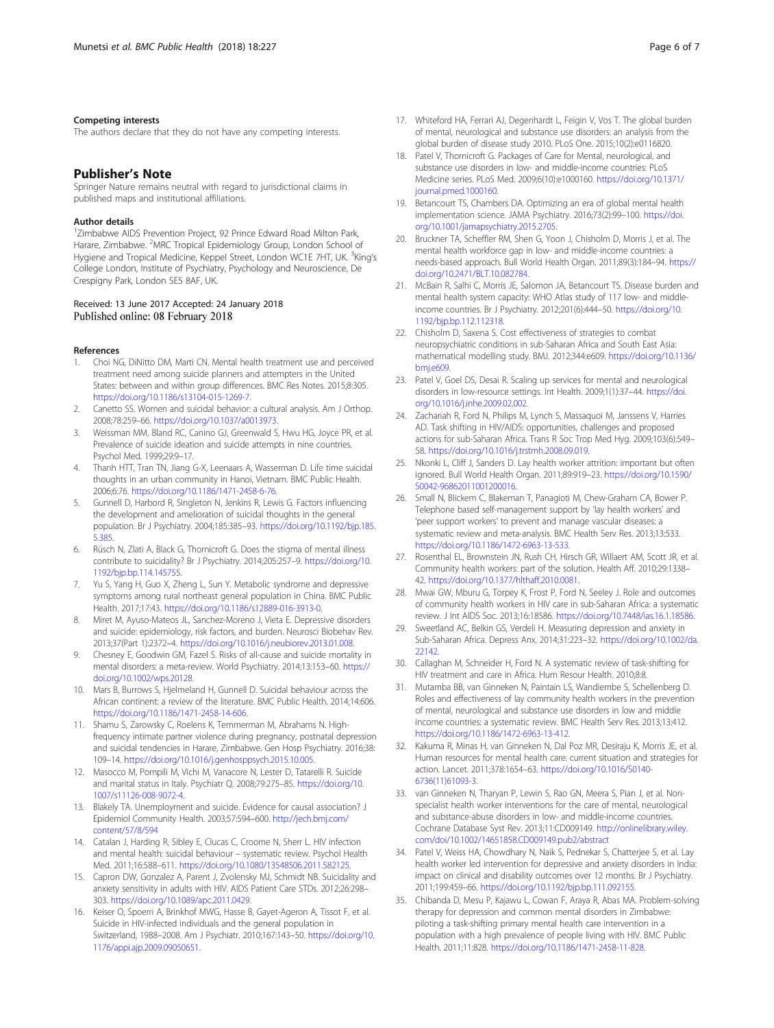### Competing interests

The authors declare that they do not have any competing interests.

## Publisher's Note

Springer Nature remains neutral with regard to jurisdictional claims in published maps and institutional affiliations.

### Author details

[1]Zimbabwe AIDS Prevention Project, 92 Prince Edward Road Milton Park, Harare, Zimbabwe. [2]MRC Tropical Epidemiology Group, London School of Hygiene and Tropical Medicine, Keppel Street, London WC1E 7HT, UK. [3]King's College London, Institute of Psychiatry, Psychology and Neuroscience, De Crespigny Park, London SE5 8AF, UK.

Received: 13 June 2017 Accepted: 24 January 2018
Published online: 08 February 2018

### References

1. Choi NG, DiNitto DM, Marti CN. Mental health treatment use and perceived treatment need among suicide planners and attempters in the United States: between and within group differences. BMC Res Notes. 2015;8:305. https://doi.org/10.1186/s13104-015-1269-7.
2. Canetto SS. Women and suicidal behavior: a cultural analysis. Am J Orthop. 2008;78:259–66. https://doi.org/10.1037/a0013973.
3. Weissman MM, Bland RC, Canino GJ, Greenwald S, Hwu HG, Joyce PR, et al. Prevalence of suicide ideation and suicide attempts in nine countries. Psychol Med. 1999;29:9–17.
4. Thanh HTT, Tran TN, Jiang G-X, Leenaars A, Wasserman D. Life time suicidal thoughts in an urban community in Hanoi, Vietnam. BMC Public Health. 2006;6:76. https://doi.org/10.1186/1471-2458-6-76.
5. Gunnell D, Harbord R, Singleton N, Jenkins R, Lewis G. Factors influencing the development and amelioration of suicidal thoughts in the general population. Br J Psychiatry. 2004;185:385–93. https://doi.org/10.1192/bjp.185.5.385.
6. Rüsch N, Zlati A, Black G, Thornicroft G. Does the stigma of mental illness contribute to suicidality? Br J Psychiatry. 2014;205:257–9. https://doi.org/10.1192/bjp.bp.114.145755.
7. Yu S, Yang H, Guo X, Zheng L, Sun Y. Metabolic syndrome and depressive symptoms among rural northeast general population in China. BMC Public Health. 2017;17:43. https://doi.org/10.1186/s12889-016-3913-0.
8. Miret M, Ayuso-Mateos JL, Sanchez-Moreno J, Vieta E. Depressive disorders and suicide: epidemiology, risk factors, and burden. Neurosci Biobehav Rev. 2013;37(Part 1):2372–4. https://doi.org/10.1016/j.neubiorev.2013.01.008.
9. Chesney E, Goodwin GM, Fazel S. Risks of all-cause and suicide mortality in mental disorders: a meta-review. World Psychiatry. 2014;13:153–60. https://doi.org/10.1002/wps.20128.
10. Mars B, Burrows S, Hjelmeland H, Gunnell D. Suicidal behaviour across the African continent: a review of the literature. BMC Public Health. 2014;14:606. https://doi.org/10.1186/1471-2458-14-606.
11. Shamu S, Zarowsky C, Roelens K, Temmerman M, Abrahams N. High-frequency intimate partner violence during pregnancy, postnatal depression and suicidal tendencies in Harare, Zimbabwe. Gen Hosp Psychiatry. 2016;38:109–14. https://doi.org/10.1016/j.genhosppsych.2015.10.005.
12. Masocco M, Pompili M, Vichi M, Vanacore N, Lester D, Tatarelli R. Suicide and marital status in Italy. Psychiatr Q. 2008;79:275–85. https://doi.org/10.1007/s11126-008-9072-4.
13. Blakely TA. Unemployment and suicide. Evidence for causal association? J Epidemiol Community Health. 2003;57:594–600. http://jech.bmj.com/content/57/8/594
14. Catalan J, Harding R, Sibley E, Clucas C, Croome N, Sherr L. HIV infection and mental health: suicidal behaviour – systematic review. Psychol Health Med. 2011;16:588–611. https://doi.org/10.1080/13548506.2011.582125.
15. Capron DW, Gonzalez A, Parent J, Zvolensky MJ, Schmidt NB. Suicidality and anxiety sensitivity in adults with HIV. AIDS Patient Care STDs. 2012;26:298–303. https://doi.org/10.1089/apc.2011.0429.
16. Keiser O, Spoerri A, Brinkhof MWG, Hasse B, Gayet-Ageron A, Tissot F, et al. Suicide in HIV-infected individuals and the general population in Switzerland, 1988–2008. Am J Psychiatr. 2010;167:143–50. https://doi.org/10.1176/appi.ajp.2009.09050651.
17. Whiteford HA, Ferrari AJ, Degenhardt L, Feigin V, Vos T. The global burden of mental, neurological and substance use disorders: an analysis from the global burden of disease study 2010. PLoS One. 2015;10(2):e0116820.
18. Patel V, Thornicroft G. Packages of Care for Mental, neurological, and substance use disorders in low- and middle-income countries: PLoS Medicine series. PLoS Med. 2009;6(10):e1000160. https://doi.org/10.1371/journal.pmed.1000160.
19. Betancourt TS, Chambers DA. Optimizing an era of global mental health implementation science. JAMA Psychiatry. 2016;73(2):99–100. https://doi.org/10.1001/jamapsychiatry.2015.2705.
20. Bruckner TA, Scheffler RM, Shen G, Yoon J, Chisholm D, Morris J, et al. The mental health workforce gap in low- and middle-income countries: a needs-based approach. Bull World Health Organ. 2011;89(3):184–94. https://doi.org/10.2471/BLT.10.082784.
21. McBain R, Salhi C, Morris JE, Salomon JA, Betancourt TS. Disease burden and mental health system capacity: WHO Atlas study of 117 low- and middle-income countries. Br J Psychiatry. 2012;201(6):444–50. https://doi.org/10.1192/bjp.bp.112.112318.
22. Chisholm D, Saxena S. Cost effectiveness of strategies to combat neuropsychiatric conditions in sub-Saharan Africa and South East Asia: mathematical modelling study. BMJ. 2012;344:e609. https://doi.org/10.1136/bmj.e609.
23. Patel V, Goel DS, Desai R. Scaling up services for mental and neurological disorders in low-resource settings. Int Health. 2009;1(1):37–44. https://doi.org/10.1016/j.inhe.2009.02.002.
24. Zachariah R, Ford N, Philips M, Lynch S, Massaquoi M, Janssens V, Harries AD. Task shifting in HIV/AIDS: opportunities, challenges and proposed actions for sub-Saharan Africa. Trans R Soc Trop Med Hyg. 2009;103(6):549–58. https://doi.org/10.1016/j.trstmh.2008.09.019.
25. Nkonki L, Cliff J, Sanders D. Lay health worker attrition: important but often ignored. Bull World Health Organ. 2011;89:919–23. https://doi.org/10.1590/S0042-96862011001200016.
26. Small N, Blickem C, Blakeman T, Panagioti M, Chew-Graham CA, Bower P. Telephone based self-management support by 'lay health workers' and 'peer support workers' to prevent and manage vascular diseases: a systematic review and meta-analysis. BMC Health Serv Res. 2013;13:533. https://doi.org/10.1186/1472-6963-13-533.
27. Rosenthal EL, Brownstein JN, Rush CH, Hirsch GR, Willaert AM, Scott JR, et al. Community health workers: part of the solution. Health Aff. 2010;29:1338–42. https://doi.org/10.1377/hlthaff.2010.0081.
28. Mwai GW, Mburu G, Torpey K, Frost P, Ford N, Seeley J. Role and outcomes of community health workers in HIV care in sub-Saharan Africa: a systematic review. J Int AIDS Soc. 2013;16:18586. https://doi.org/10.7448/ias.16.1.18586.
29. Sweetland AC, Belkin GS, Verdeli H. Measuring depression and anxiety in Sub-Saharan Africa. Depress Anx. 2014;31:223–32. https://doi.org/10.1002/da.22142.
30. Callaghan M, Schneider H, Ford N. A systematic review of task-shifting for HIV treatment and care in Africa. Hum Resour Health. 2010;8:8.
31. Mutamba BB, van Ginneken N, Paintain LS, Wandiembe S, Schellenberg D. Roles and effectiveness of lay community health workers in the prevention of mental, neurological and substance use disorders in low and middle income countries: a systematic review. BMC Health Serv Res. 2013;13:412. https://doi.org/10.1186/1472-6963-13-412.
32. Kakuma R, Minas H, van Ginneken N, Dal Poz MR, Desiraju K, Morris JE, et al. Human resources for mental health care: current situation and strategies for action. Lancet. 2011;378:1654–63. https://doi.org/10.1016/S0140-6736(11)61093-3.
33. van Ginneken N, Tharyan P, Lewin S, Rao GN, Meera S, Pian J, et al. Non-specialist health worker interventions for the care of mental, neurological and substance-abuse disorders in low- and middle-income countries. Cochrane Database Syst Rev. 2013;11:CD009149. http://onlinelibrary.wiley.com/doi/10.1002/14651858.CD009149.pub2/abstract
34. Patel V, Weiss HA, Chowdhary N, Naik S, Pednekar S, Chatterjee S, et al. Lay health worker led intervention for depressive and anxiety disorders in India: impact on clinical and disability outcomes over 12 months. Br J Psychiatry. 2011;199:459–66. https://doi.org/10.1192/bjp.bp.111.092155.
35. Chibanda D, Mesu P, Kajawu L, Cowan F, Araya R, Abas MA. Problem-solving therapy for depression and common mental disorders in Zimbabwe: piloting a task-shifting primary mental health care intervention in a population with a high prevalence of people living with HIV. BMC Public Health. 2011;11:828. https://doi.org/10.1186/1471-2458-11-828.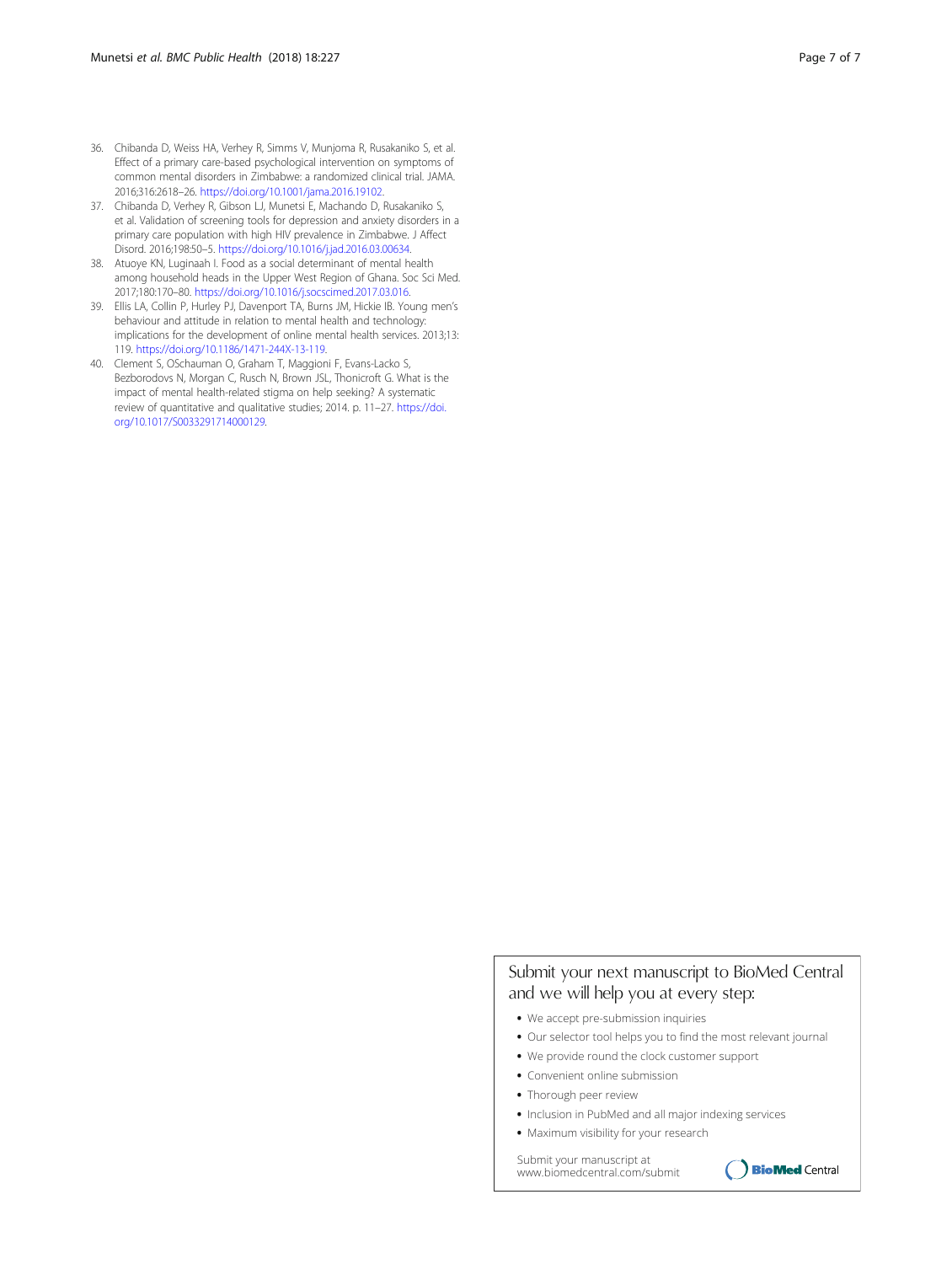36. Chibanda D, Weiss HA, Verhey R, Simms V, Munjoma R, Rusakaniko S, et al. Effect of a primary care-based psychological intervention on symptoms of common mental disorders in Zimbabwe: a randomized clinical trial. JAMA. 2016;316:2618–26. https://doi.org/10.1001/jama.2016.19102.
37. Chibanda D, Verhey R, Gibson LJ, Munetsi E, Machando D, Rusakaniko S, et al. Validation of screening tools for depression and anxiety disorders in a primary care population with high HIV prevalence in Zimbabwe. J Affect Disord. 2016;198:50–5. https://doi.org/10.1016/j.jad.2016.03.00634.
38. Atuoye KN, Luginaah I. Food as a social determinant of mental health among household heads in the Upper West Region of Ghana. Soc Sci Med. 2017;180:170–80. https://doi.org/10.1016/j.socscimed.2017.03.016.
39. Ellis LA, Collin P, Hurley PJ, Davenport TA, Burns JM, Hickie IB. Young men's behaviour and attitude in relation to mental health and technology: implications for the development of online mental health services. 2013;13:119. https://doi.org/10.1186/1471-244X-13-119.
40. Clement S, OSchauman O, Graham T, Maggioni F, Evans-Lacko S, Bezborodovs N, Morgan C, Rusch N, Brown JSL, Thonicroft G. What is the impact of mental health-related stigma on help seeking? A systematic review of quantitative and qualitative studies; 2014. p. 11–27. https://doi.org/10.1017/S0033291714000129.

Submit your next manuscript to BioMed Central and we will help you at every step:

- We accept pre-submission inquiries
- Our selector tool helps you to find the most relevant journal
- We provide round the clock customer support
- Convenient online submission
- Thorough peer review
- Inclusion in PubMed and all major indexing services
- Maximum visibility for your research

Submit your manuscript at
www.biomedcentral.com/submit

BioMed Central